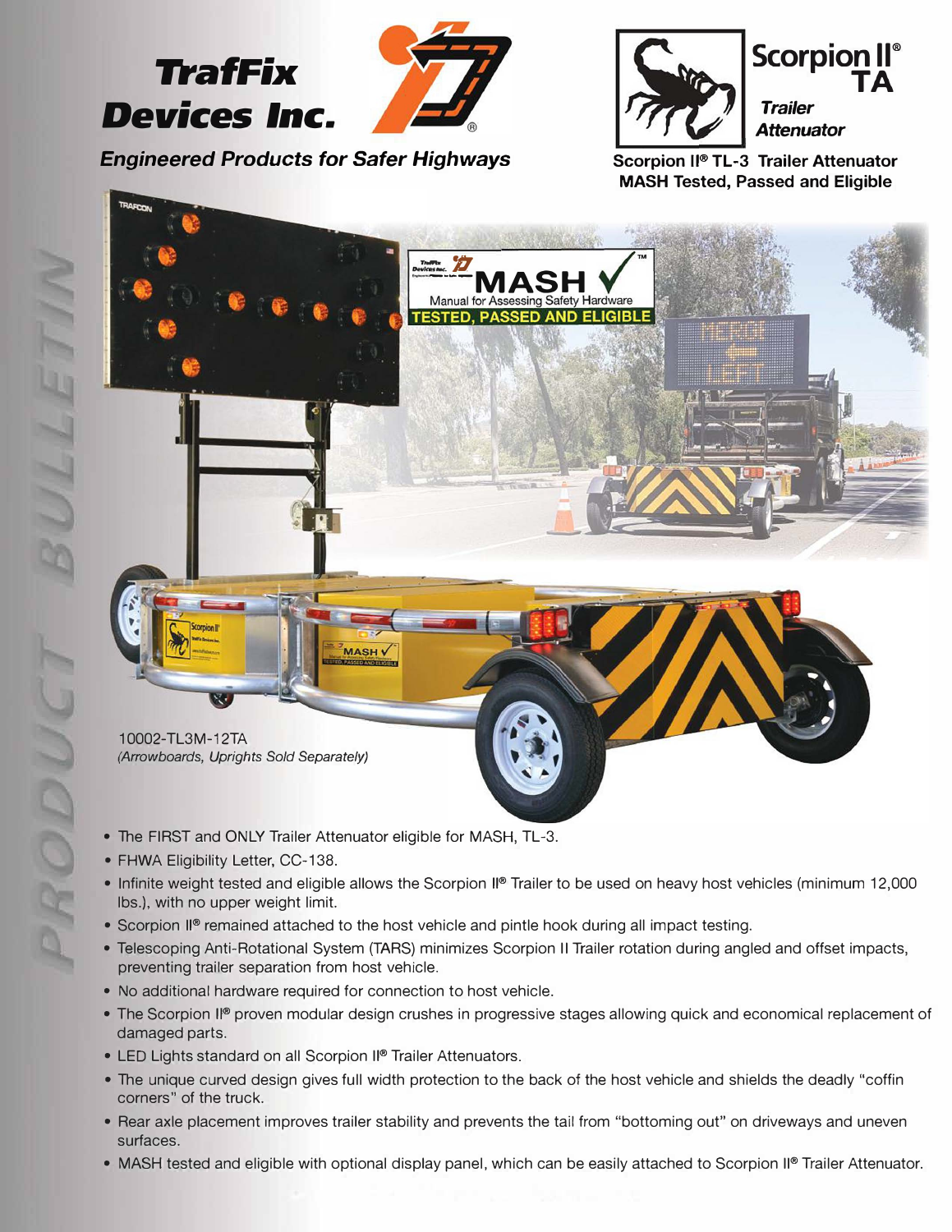# TrafFix Devices Inc.

*Engineered Products for Safer Highways*

## Scorpion II® TA

*Trailer Attenuator*

**Scorpion II® TL-3 Trailer Attenuator**
**MASH Tested, Passed and Eligible**

PRODUCT BULLETIN

10002-TL3M-12TA
*(Arrowboards, Uprights Sold Separately)*

- The FIRST and ONLY Trailer Attenuator eligible for MASH, TL-3.
- FHWA Eligibility Letter, CC-138.
- Infinite weight tested and eligible allows the Scorpion II® Trailer to be used on heavy host vehicles (minimum 12,000 lbs.), with no upper weight limit.
- Scorpion II® remained attached to the host vehicle and pintle hook during all impact testing.
- Telescoping Anti-Rotational System (TARS) minimizes Scorpion II Trailer rotation during angled and offset impacts, preventing trailer separation from host vehicle.
- No additional hardware required for connection to host vehicle.
- The Scorpion II® proven modular design crushes in progressive stages allowing quick and economical replacement of damaged parts.
- LED Lights standard on all Scorpion II® Trailer Attenuators.
- The unique curved design gives full width protection to the back of the host vehicle and shields the deadly "coffin corners" of the truck.
- Rear axle placement improves trailer stability and prevents the tail from "bottoming out" on driveways and uneven surfaces.
- MASH tested and eligible with optional display panel, which can be easily attached to Scorpion II® Trailer Attenuator.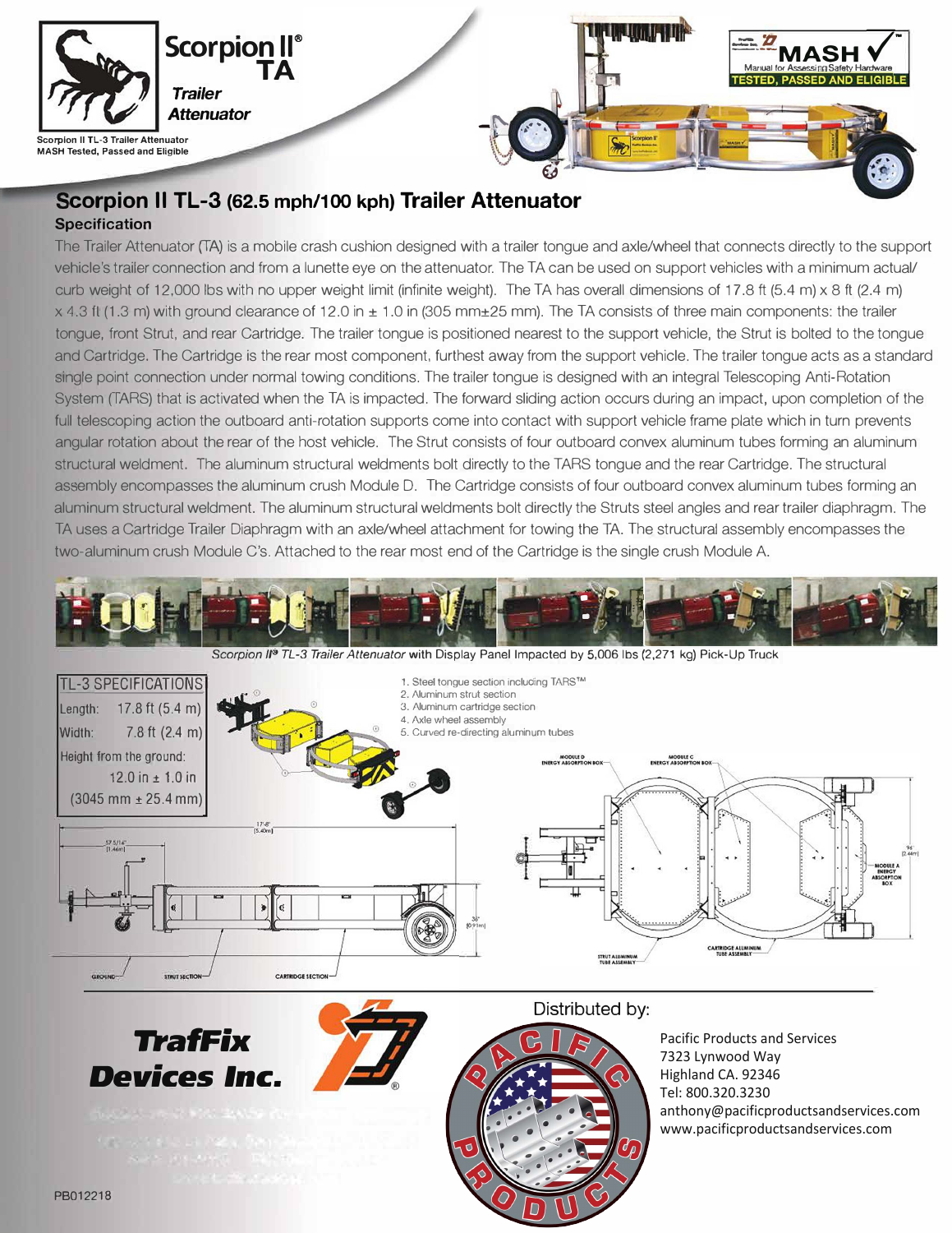Scorpion II® TA

*Trailer Attenuator*

Scorpion II TL-3 Trailer Attenuator
MASH Tested, Passed and Eligible

## Scorpion II TL-3 (62.5 mph/100 kph) Trailer Attenuator

### Specification

The Trailer Attenuator (TA) is a mobile crash cushion designed with a trailer tongue and axle/wheel that connects directly to the support vehicle's trailer connection and from a lunette eye on the attenuator. The TA can be used on support vehicles with a minimum actual/curb weight of 12,000 lbs with no upper weight limit (infinite weight). The TA has overall dimensions of 17.8 ft (5.4 m) x 8 ft (2.4 m) x 4.3 ft (1.3 m) with ground clearance of 12.0 in ± 1.0 in (305 mm±25 mm). The TA consists of three main components: the trailer tongue, front Strut, and rear Cartridge. The trailer tongue is positioned nearest to the support vehicle, the Strut is bolted to the tongue and Cartridge. The Cartridge is the rear most component, furthest away from the support vehicle. The trailer tongue acts as a standard single point connection under normal towing conditions. The trailer tongue is designed with an integral Telescoping Anti-Rotation System (TARS) that is activated when the TA is impacted. The forward sliding action occurs during an impact, upon completion of the full telescoping action the outboard anti-rotation supports come into contact with support vehicle frame plate which in turn prevents angular rotation about the rear of the host vehicle. The Strut consists of four outboard convex aluminum tubes forming an aluminum structural weldment. The aluminum structural weldments bolt directly to the TARS tongue and the rear Cartridge. The structural assembly encompasses the aluminum crush Module D. The Cartridge consists of four outboard convex aluminum tubes forming an aluminum structural weldment. The aluminum structural weldments bolt directly the Struts steel angles and rear trailer diaphragm. The TA uses a Cartridge Trailer Diaphragm with an axle/wheel attachment for towing the TA. The structural assembly encompasses the two-aluminum crush Module C's. Attached to the rear most end of the Cartridge is the single crush Module A.

*Scorpion II® TL-3 Trailer Attenuator* with Display Panel Impacted by 5,006 lbs (2,271 kg) Pick-Up Truck

**TL-3 SPECIFICATIONS**

Length: 17.8 ft (5.4 m)
Width: 7.8 ft (2.4 m)
Height from the ground:
12.0 in ± 1.0 in
(3045 mm ± 25.4 mm)

1. Steel tongue section including TARS™
2. Aluminum strut section
3. Aluminum cartridge section
4. Axle wheel assembly
5. Curved re-directing aluminum tubes

17'-8" [5.40m]
57 5/16" [1.46m]
36" [0.91m]
GROUND
STRUT SECTION
CARTRIDGE SECTION

MODULE D ENERGY ABSORPTION BOX
MODULE C ENERGY ABSORPTION BOX
MODULE A ENERGY ABSORPTION BOX
96" [2.44m]
STRUT ALUMINUM TUBE ASSEMBLY
CARTRIDGE ALUMINUM TUBE ASSEMBLY

**TrafFix Devices Inc.**

Distributed by:

Pacific Products and Services
7323 Lynwood Way
Highland CA. 92346
Tel: 800.320.3230
anthony@pacificproductsandservices.com
www.pacificproductsandservices.com

PB012218